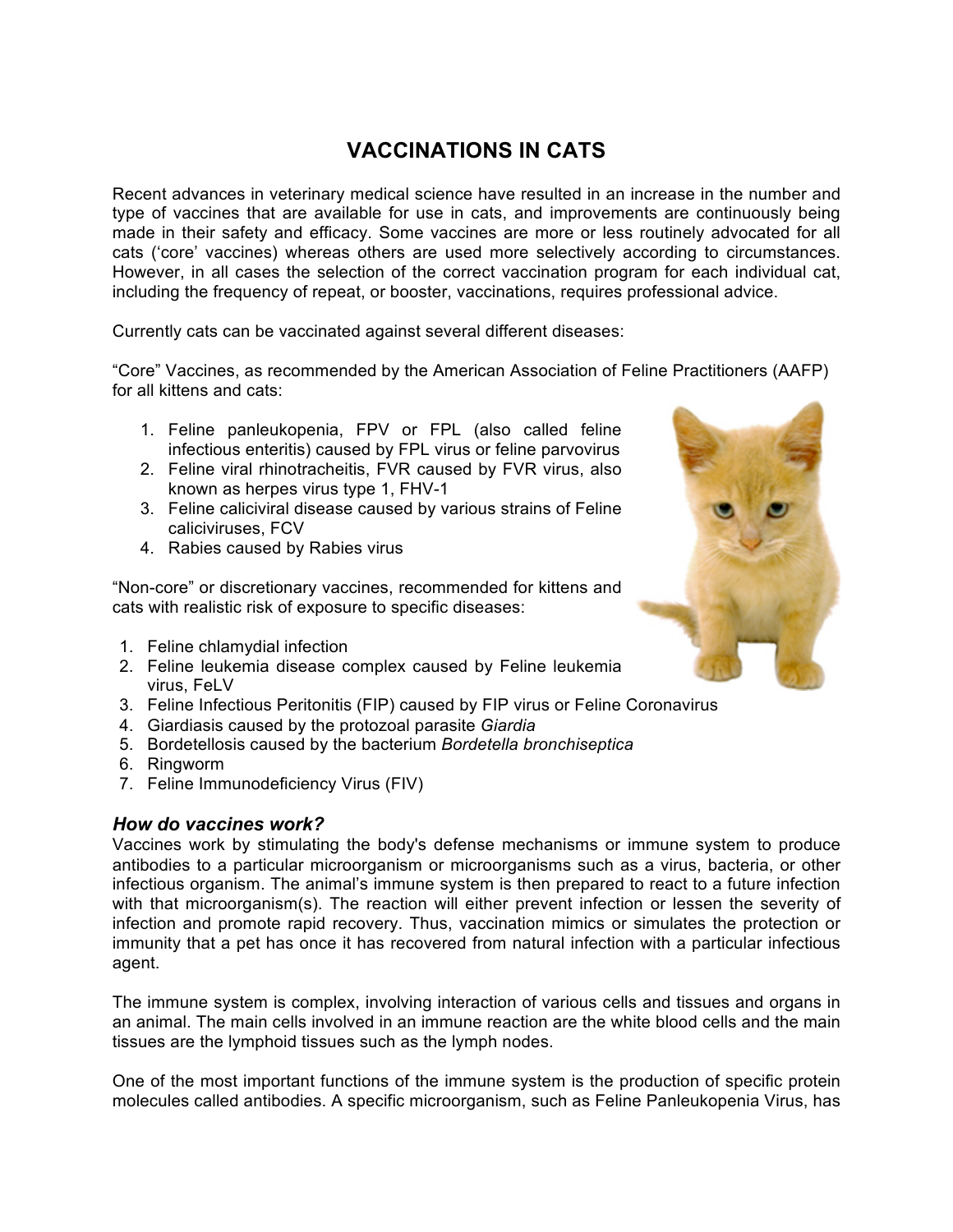# VACCINATIONS IN CATS

Recent advances in veterinary medical science have resulted in an increase in the number and type of vaccines that are available for use in cats, and improvements are continuously being made in their safety and efficacy. Some vaccines are more or less routinely advocated for all cats ('core' vaccines) whereas others are used more selectively according to circumstances. However, in all cases the selection of the correct vaccination program for each individual cat, including the frequency of repeat, or booster, vaccinations, requires professional advice.

Currently cats can be vaccinated against several different diseases:

"Core" Vaccines, as recommended by the American Association of Feline Practitioners (AAFP) for all kittens and cats:

1. Feline panleukopenia, FPV or FPL (also called feline infectious enteritis) caused by FPL virus or feline parvovirus
2. Feline viral rhinotracheitis, FVR caused by FVR virus, also known as herpes virus type 1, FHV-1
3. Feline caliciviral disease caused by various strains of Feline caliciviruses, FCV
4. Rabies caused by Rabies virus

"Non-core" or discretionary vaccines, recommended for kittens and cats with realistic risk of exposure to specific diseases:

1. Feline chlamydial infection
2. Feline leukemia disease complex caused by Feline leukemia virus, FeLV
3. Feline Infectious Peritonitis (FIP) caused by FIP virus or Feline Coronavirus
4. Giardiasis caused by the protozoal parasite *Giardia*
5. Bordetellosis caused by the bacterium *Bordetella bronchiseptica*
6. Ringworm
7. Feline Immunodeficiency Virus (FIV)

### *How do vaccines work?*

Vaccines work by stimulating the body's defense mechanisms or immune system to produce antibodies to a particular microorganism or microorganisms such as a virus, bacteria, or other infectious organism. The animal's immune system is then prepared to react to a future infection with that microorganism(s). The reaction will either prevent infection or lessen the severity of infection and promote rapid recovery. Thus, vaccination mimics or simulates the protection or immunity that a pet has once it has recovered from natural infection with a particular infectious agent.

The immune system is complex, involving interaction of various cells and tissues and organs in an animal. The main cells involved in an immune reaction are the white blood cells and the main tissues are the lymphoid tissues such as the lymph nodes.

One of the most important functions of the immune system is the production of specific protein molecules called antibodies. A specific microorganism, such as Feline Panleukopenia Virus, has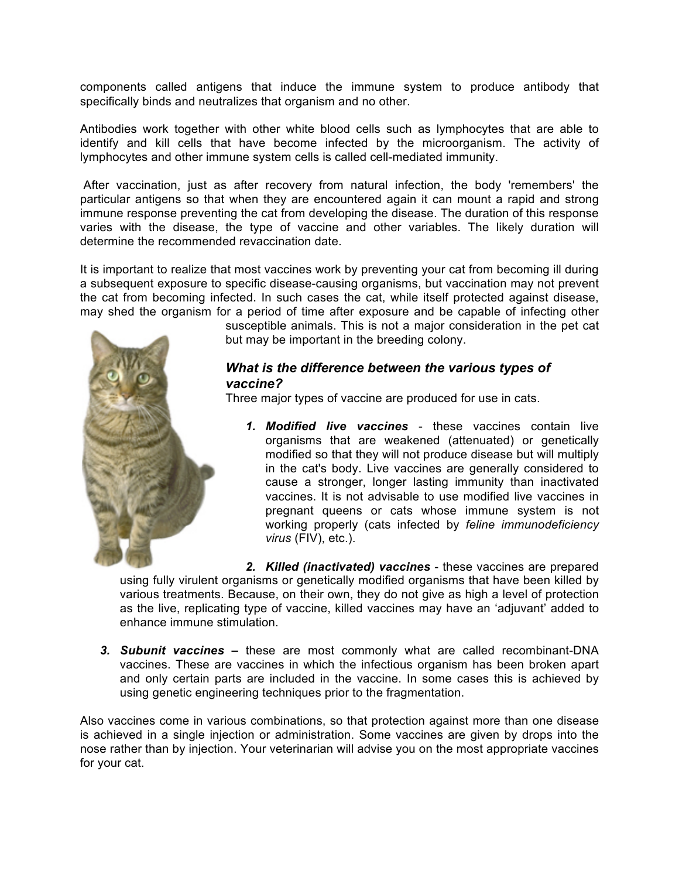components called antigens that induce the immune system to produce antibody that specifically binds and neutralizes that organism and no other.

Antibodies work together with other white blood cells such as lymphocytes that are able to identify and kill cells that have become infected by the microorganism. The activity of lymphocytes and other immune system cells is called cell-mediated immunity.

After vaccination, just as after recovery from natural infection, the body 'remembers' the particular antigens so that when they are encountered again it can mount a rapid and strong immune response preventing the cat from developing the disease. The duration of this response varies with the disease, the type of vaccine and other variables. The likely duration will determine the recommended revaccination date.

It is important to realize that most vaccines work by preventing your cat from becoming ill during a subsequent exposure to specific disease-causing organisms, but vaccination may not prevent the cat from becoming infected. In such cases the cat, while itself protected against disease, may shed the organism for a period of time after exposure and be capable of infecting other susceptible animals. This is not a major consideration in the pet cat but may be important in the breeding colony.

### *What is the difference between the various types of vaccine?*

Three major types of vaccine are produced for use in cats.

1. ***Modified live vaccines*** - these vaccines contain live organisms that are weakened (attenuated) or genetically modified so that they will not produce disease but will multiply in the cat's body. Live vaccines are generally considered to cause a stronger, longer lasting immunity than inactivated vaccines. It is not advisable to use modified live vaccines in pregnant queens or cats whose immune system is not working properly (cats infected by *feline immunodeficiency virus* (FIV), etc.).

2. ***Killed (inactivated) vaccines*** - these vaccines are prepared using fully virulent organisms or genetically modified organisms that have been killed by various treatments. Because, on their own, they do not give as high a level of protection as the live, replicating type of vaccine, killed vaccines may have an 'adjuvant' added to enhance immune stimulation.

3. ***Subunit vaccines –*** these are most commonly what are called recombinant-DNA vaccines. These are vaccines in which the infectious organism has been broken apart and only certain parts are included in the vaccine. In some cases this is achieved by using genetic engineering techniques prior to the fragmentation.

Also vaccines come in various combinations, so that protection against more than one disease is achieved in a single injection or administration. Some vaccines are given by drops into the nose rather than by injection. Your veterinarian will advise you on the most appropriate vaccines for your cat.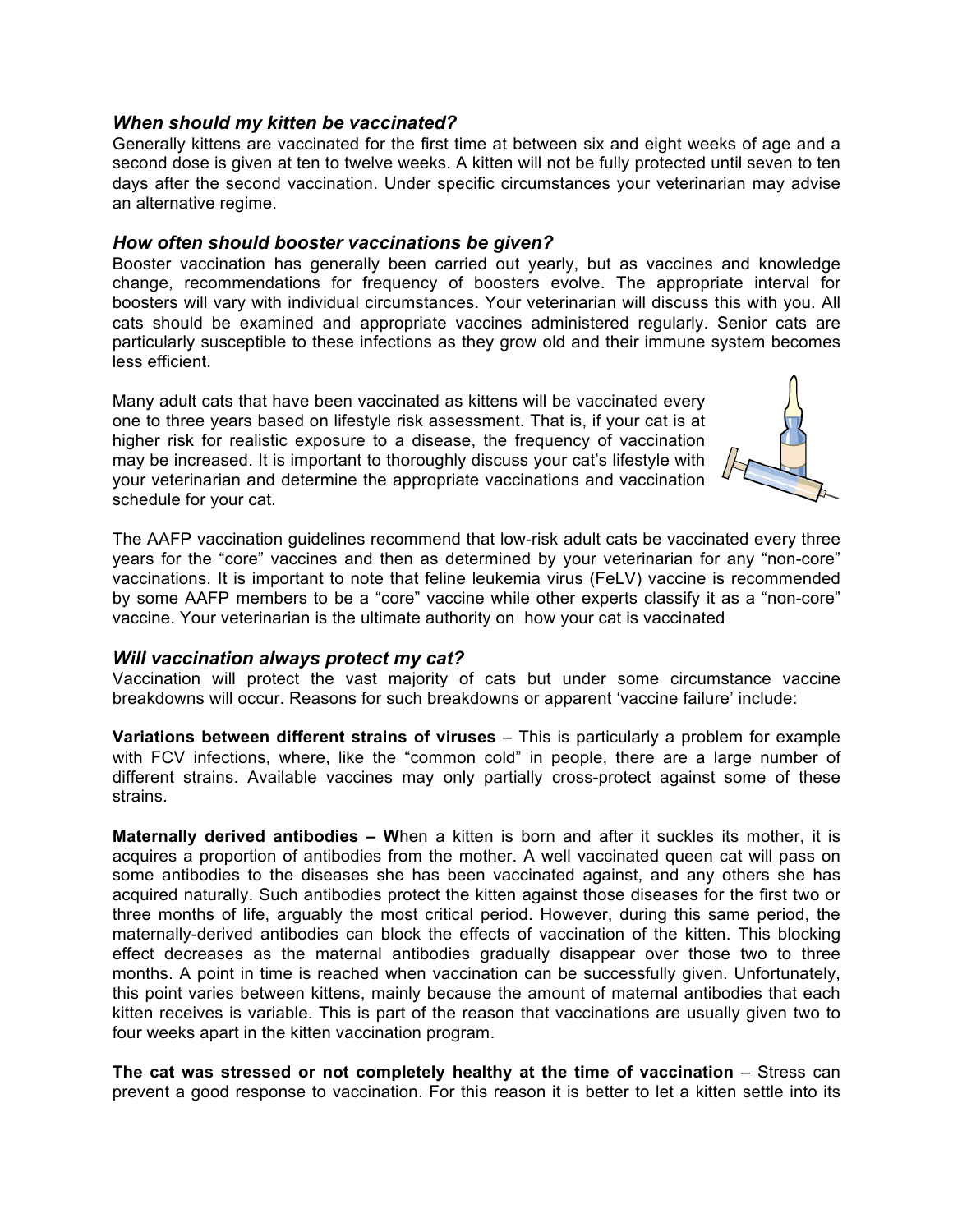### *When should my kitten be vaccinated?*

Generally kittens are vaccinated for the first time at between six and eight weeks of age and a second dose is given at ten to twelve weeks. A kitten will not be fully protected until seven to ten days after the second vaccination. Under specific circumstances your veterinarian may advise an alternative regime.

### *How often should booster vaccinations be given?*

Booster vaccination has generally been carried out yearly, but as vaccines and knowledge change, recommendations for frequency of boosters evolve. The appropriate interval for boosters will vary with individual circumstances. Your veterinarian will discuss this with you. All cats should be examined and appropriate vaccines administered regularly. Senior cats are particularly susceptible to these infections as they grow old and their immune system becomes less efficient.

Many adult cats that have been vaccinated as kittens will be vaccinated every one to three years based on lifestyle risk assessment. That is, if your cat is at higher risk for realistic exposure to a disease, the frequency of vaccination may be increased. It is important to thoroughly discuss your cat's lifestyle with your veterinarian and determine the appropriate vaccinations and vaccination schedule for your cat.

The AAFP vaccination guidelines recommend that low-risk adult cats be vaccinated every three years for the "core" vaccines and then as determined by your veterinarian for any "non-core" vaccinations. It is important to note that feline leukemia virus (FeLV) vaccine is recommended by some AAFP members to be a "core" vaccine while other experts classify it as a "non-core" vaccine. Your veterinarian is the ultimate authority on how your cat is vaccinated

### *Will vaccination always protect my cat?*

Vaccination will protect the vast majority of cats but under some circumstance vaccine breakdowns will occur. Reasons for such breakdowns or apparent 'vaccine failure' include:

**Variations between different strains of viruses** – This is particularly a problem for example with FCV infections, where, like the "common cold" in people, there are a large number of different strains. Available vaccines may only partially cross-protect against some of these strains.

**Maternally derived antibodies – W**hen a kitten is born and after it suckles its mother, it is acquires a proportion of antibodies from the mother. A well vaccinated queen cat will pass on some antibodies to the diseases she has been vaccinated against, and any others she has acquired naturally. Such antibodies protect the kitten against those diseases for the first two or three months of life, arguably the most critical period. However, during this same period, the maternally-derived antibodies can block the effects of vaccination of the kitten. This blocking effect decreases as the maternal antibodies gradually disappear over those two to three months. A point in time is reached when vaccination can be successfully given. Unfortunately, this point varies between kittens, mainly because the amount of maternal antibodies that each kitten receives is variable. This is part of the reason that vaccinations are usually given two to four weeks apart in the kitten vaccination program.

**The cat was stressed or not completely healthy at the time of vaccination** – Stress can prevent a good response to vaccination. For this reason it is better to let a kitten settle into its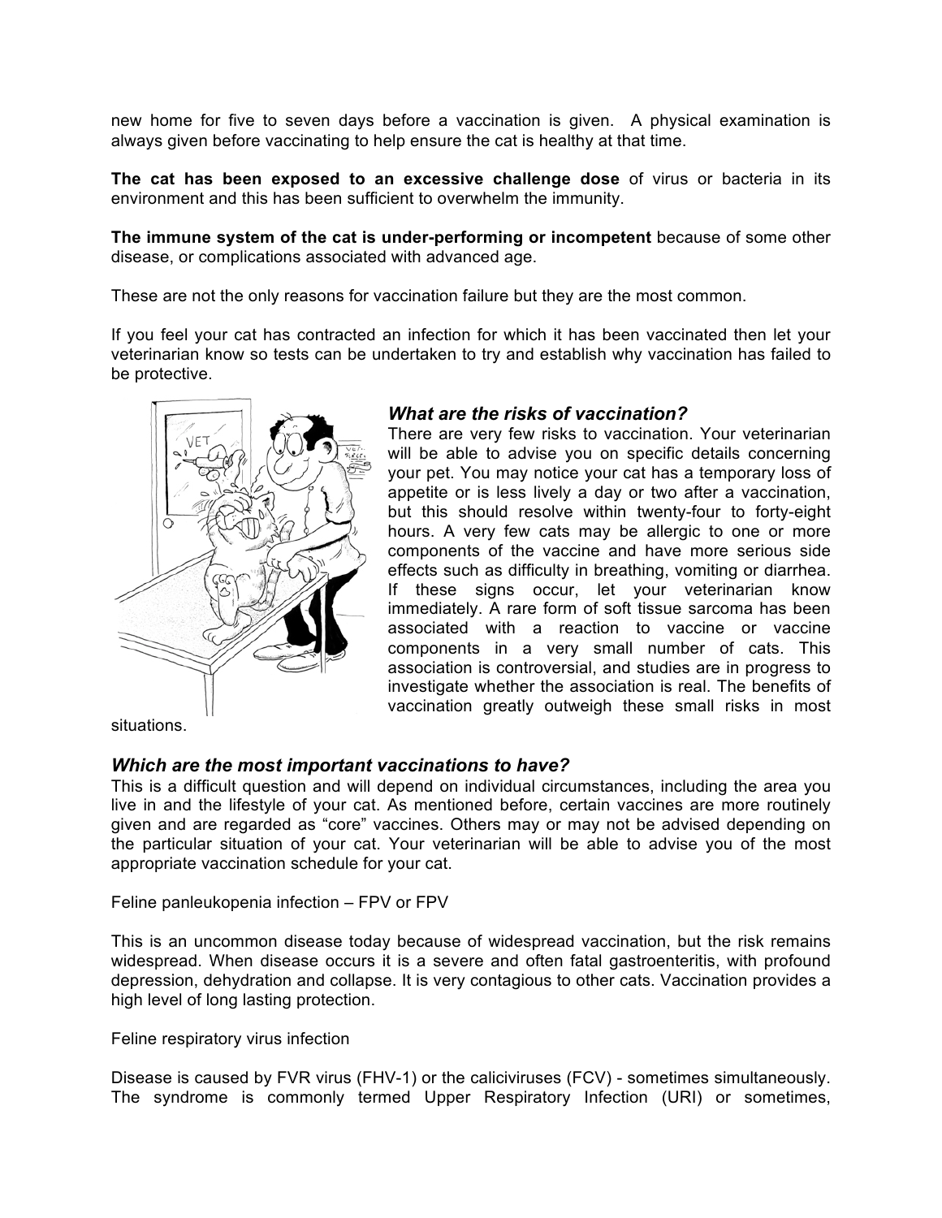new home for five to seven days before a vaccination is given. A physical examination is always given before vaccinating to help ensure the cat is healthy at that time.

**The cat has been exposed to an excessive challenge dose** of virus or bacteria in its environment and this has been sufficient to overwhelm the immunity.

**The immune system of the cat is under-performing or incompetent** because of some other disease, or complications associated with advanced age.

These are not the only reasons for vaccination failure but they are the most common.

If you feel your cat has contracted an infection for which it has been vaccinated then let your veterinarian know so tests can be undertaken to try and establish why vaccination has failed to be protective.

### *What are the risks of vaccination?*

There are very few risks to vaccination. Your veterinarian will be able to advise you on specific details concerning your pet. You may notice your cat has a temporary loss of appetite or is less lively a day or two after a vaccination, but this should resolve within twenty-four to forty-eight hours. A very few cats may be allergic to one or more components of the vaccine and have more serious side effects such as difficulty in breathing, vomiting or diarrhea. If these signs occur, let your veterinarian know immediately. A rare form of soft tissue sarcoma has been associated with a reaction to vaccine or vaccine components in a very small number of cats. This association is controversial, and studies are in progress to investigate whether the association is real. The benefits of vaccination greatly outweigh these small risks in most situations.

### *Which are the most important vaccinations to have?*

This is a difficult question and will depend on individual circumstances, including the area you live in and the lifestyle of your cat. As mentioned before, certain vaccines are more routinely given and are regarded as "core" vaccines. Others may or may not be advised depending on the particular situation of your cat. Your veterinarian will be able to advise you of the most appropriate vaccination schedule for your cat.

Feline panleukopenia infection – FPV or FPV

This is an uncommon disease today because of widespread vaccination, but the risk remains widespread. When disease occurs it is a severe and often fatal gastroenteritis, with profound depression, dehydration and collapse. It is very contagious to other cats. Vaccination provides a high level of long lasting protection.

Feline respiratory virus infection

Disease is caused by FVR virus (FHV-1) or the caliciviruses (FCV) - sometimes simultaneously. The syndrome is commonly termed Upper Respiratory Infection (URI) or sometimes,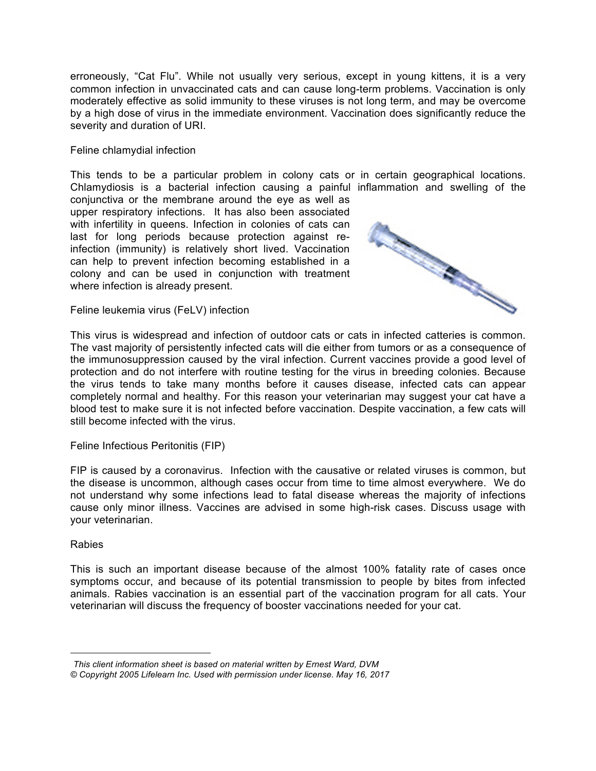erroneously, "Cat Flu". While not usually very serious, except in young kittens, it is a very common infection in unvaccinated cats and can cause long-term problems. Vaccination is only moderately effective as solid immunity to these viruses is not long term, and may be overcome by a high dose of virus in the immediate environment. Vaccination does significantly reduce the severity and duration of URI.

## Feline chlamydial infection

This tends to be a particular problem in colony cats or in certain geographical locations. Chlamydiosis is a bacterial infection causing a painful inflammation and swelling of the conjunctiva or the membrane around the eye as well as upper respiratory infections. It has also been associated with infertility in queens. Infection in colonies of cats can last for long periods because protection against re-infection (immunity) is relatively short lived. Vaccination can help to prevent infection becoming established in a colony and can be used in conjunction with treatment where infection is already present.

## Feline leukemia virus (FeLV) infection

This virus is widespread and infection of outdoor cats or cats in infected catteries is common. The vast majority of persistently infected cats will die either from tumors or as a consequence of the immunosuppression caused by the viral infection. Current vaccines provide a good level of protection and do not interfere with routine testing for the virus in breeding colonies. Because the virus tends to take many months before it causes disease, infected cats can appear completely normal and healthy. For this reason your veterinarian may suggest your cat have a blood test to make sure it is not infected before vaccination. Despite vaccination, a few cats will still become infected with the virus.

## Feline Infectious Peritonitis (FIP)

FIP is caused by a coronavirus. Infection with the causative or related viruses is common, but the disease is uncommon, although cases occur from time to time almost everywhere. We do not understand why some infections lead to fatal disease whereas the majority of infections cause only minor illness. Vaccines are advised in some high-risk cases. Discuss usage with your veterinarian.

## Rabies

This is such an important disease because of the almost 100% fatality rate of cases once symptoms occur, and because of its potential transmission to people by bites from infected animals. Rabies vaccination is an essential part of the vaccination program for all cats. Your veterinarian will discuss the frequency of booster vaccinations needed for your cat.

---

*This client information sheet is based on material written by Ernest Ward, DVM*
*© Copyright 2005 Lifelearn Inc. Used with permission under license. May 16, 2017*